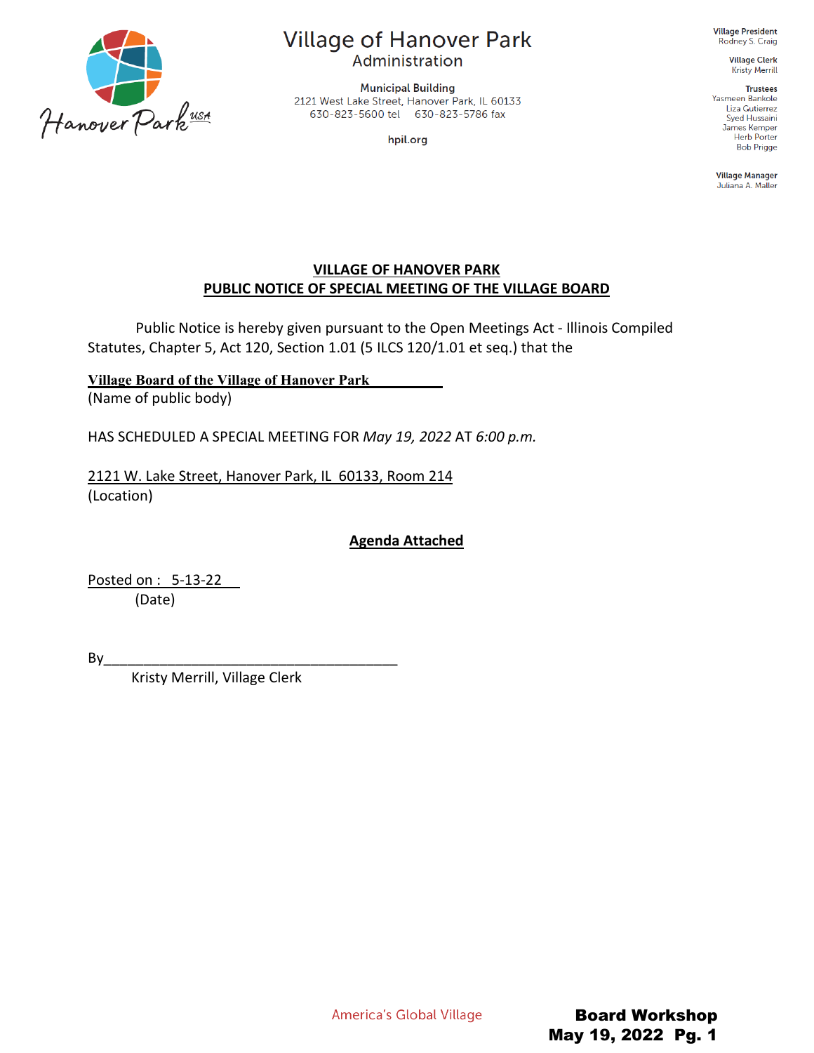# Village of Hanover Park

Administration

**Municipal Building**
2121 West Lake Street, Hanover Park, IL 60133
630-823-5600 tel    630-823-5786 fax

**hpil.org**

**Village President**
Rodney S. Craig

**Village Clerk**
Kristy Merrill

**Trustees**
Yasmeen Bankole
Liza Gutierrez
Syed Hussaini
James Kemper
Herb Porter
Bob Prigge

**Village Manager**
Juliana A. Maller

## VILLAGE OF HANOVER PARK
## PUBLIC NOTICE OF SPECIAL MEETING OF THE VILLAGE BOARD

Public Notice is hereby given pursuant to the Open Meetings Act - Illinois Compiled Statutes, Chapter 5, Act 120, Section 1.01 (5 ILCS 120/1.01 et seq.) that the

**Village Board of the Village of Hanover Park**
(Name of public body)

HAS SCHEDULED A SPECIAL MEETING FOR *May 19, 2022* AT *6:00 p.m.*

2121 W. Lake Street, Hanover Park, IL 60133, Room 214
(Location)

**Agenda Attached**

Posted on : 5-13-22
(Date)

By_____________________________________
Kristy Merrill, Village Clerk

America's Global Village

**Board Workshop**
**May 19, 2022**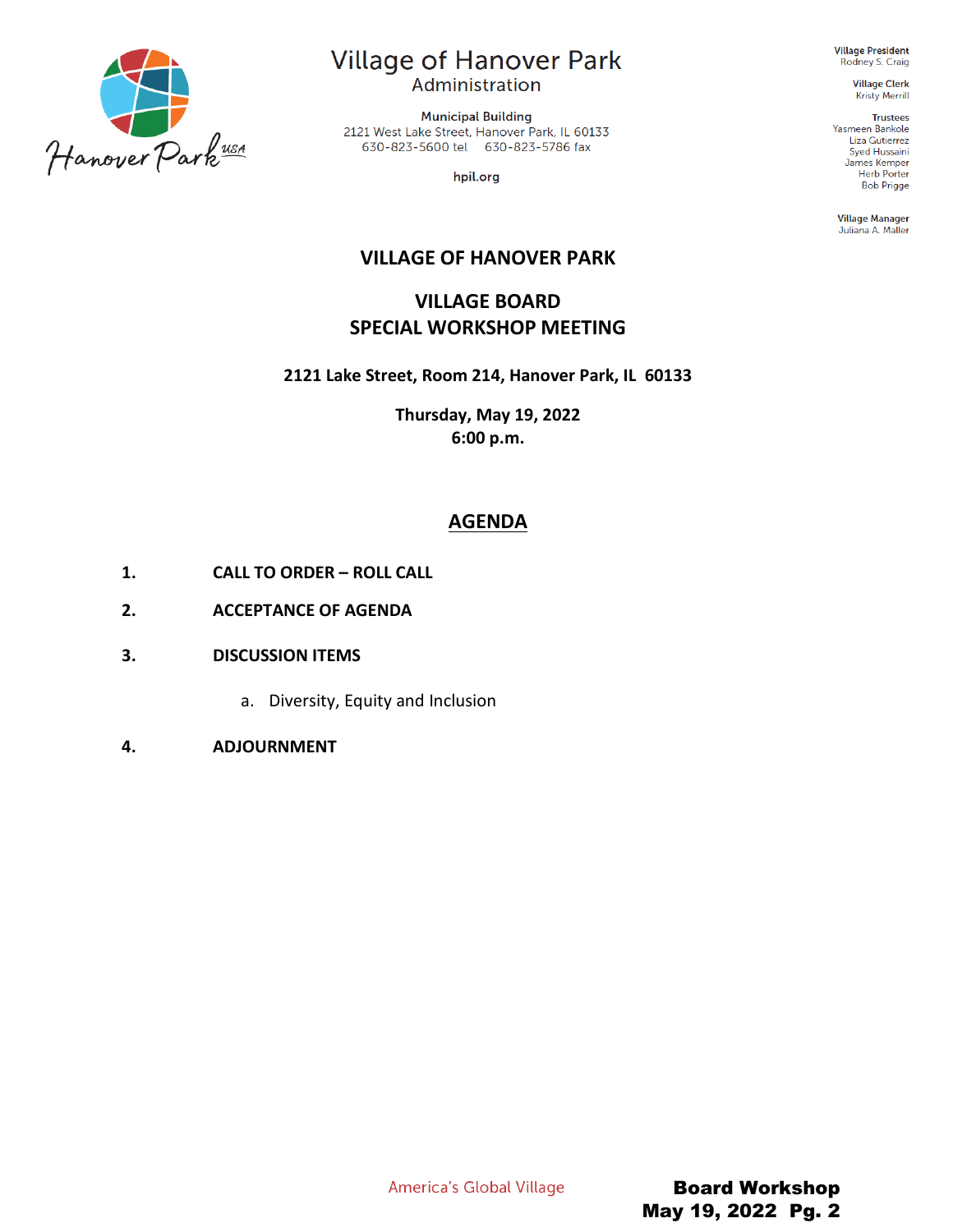# Village of Hanover Park

Administration

**Municipal Building**
2121 West Lake Street, Hanover Park, IL 60133
630-823-5600 tel 630-823-5786 fax

**hpil.org**

**Village President**
Rodney S. Craig

**Village Clerk**
Kristy Merrill

**Trustees**
Yasmeen Bankole
Liza Gutierrez
Syed Hussaini
James Kemper
Herb Porter
Bob Prigge

**Village Manager**
Juliana A. Maller

## VILLAGE OF HANOVER PARK

## VILLAGE BOARD
## SPECIAL WORKSHOP MEETING

**2121 Lake Street, Room 214, Hanover Park, IL 60133**

**Thursday, May 19, 2022**
**6:00 p.m.**

## AGENDA

1. **CALL TO ORDER – ROLL CALL**
2. **ACCEPTANCE OF AGENDA**
3. **DISCUSSION ITEMS**
   a. Diversity, Equity and Inclusion
4. **ADJOURNMENT**

America's Global Village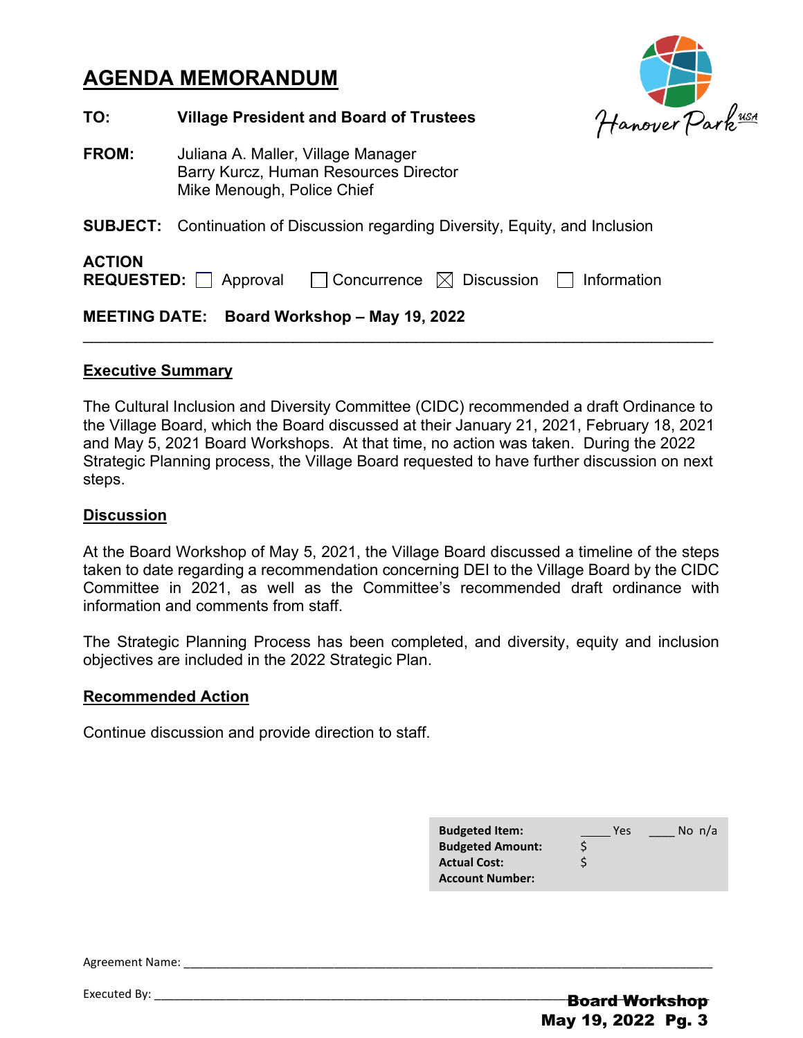# AGENDA MEMORANDUM

**TO:** **Village President and Board of Trustees**

**FROM:** Juliana A. Maller, Village Manager
Barry Kurcz, Human Resources Director
Mike Menough, Police Chief

**SUBJECT:** Continuation of Discussion regarding Diversity, Equity, and Inclusion

**ACTION REQUESTED:** ☐ Approval ☐ Concurrence ☒ Discussion ☐ Information

**MEETING DATE:** **Board Workshop – May 19, 2022**

---

## Executive Summary

The Cultural Inclusion and Diversity Committee (CIDC) recommended a draft Ordinance to the Village Board, which the Board discussed at their January 21, 2021, February 18, 2021 and May 5, 2021 Board Workshops. At that time, no action was taken. During the 2022 Strategic Planning process, the Village Board requested to have further discussion on next steps.

## Discussion

At the Board Workshop of May 5, 2021, the Village Board discussed a timeline of the steps taken to date regarding a recommendation concerning DEI to the Village Board by the CIDC Committee in 2021, as well as the Committee's recommended draft ordinance with information and comments from staff.

The Strategic Planning Process has been completed, and diversity, equity and inclusion objectives are included in the 2022 Strategic Plan.

## Recommended Action

Continue discussion and provide direction to staff.

| | | |
|---|---|---|
| **Budgeted Item:** | _____ Yes | ____ No n/a |
| **Budgeted Amount:** | $ | |
| **Actual Cost:** | $ | |
| **Account Number:** | | |

Agreement Name: ____________________________________________

Executed By: ____________________________________________